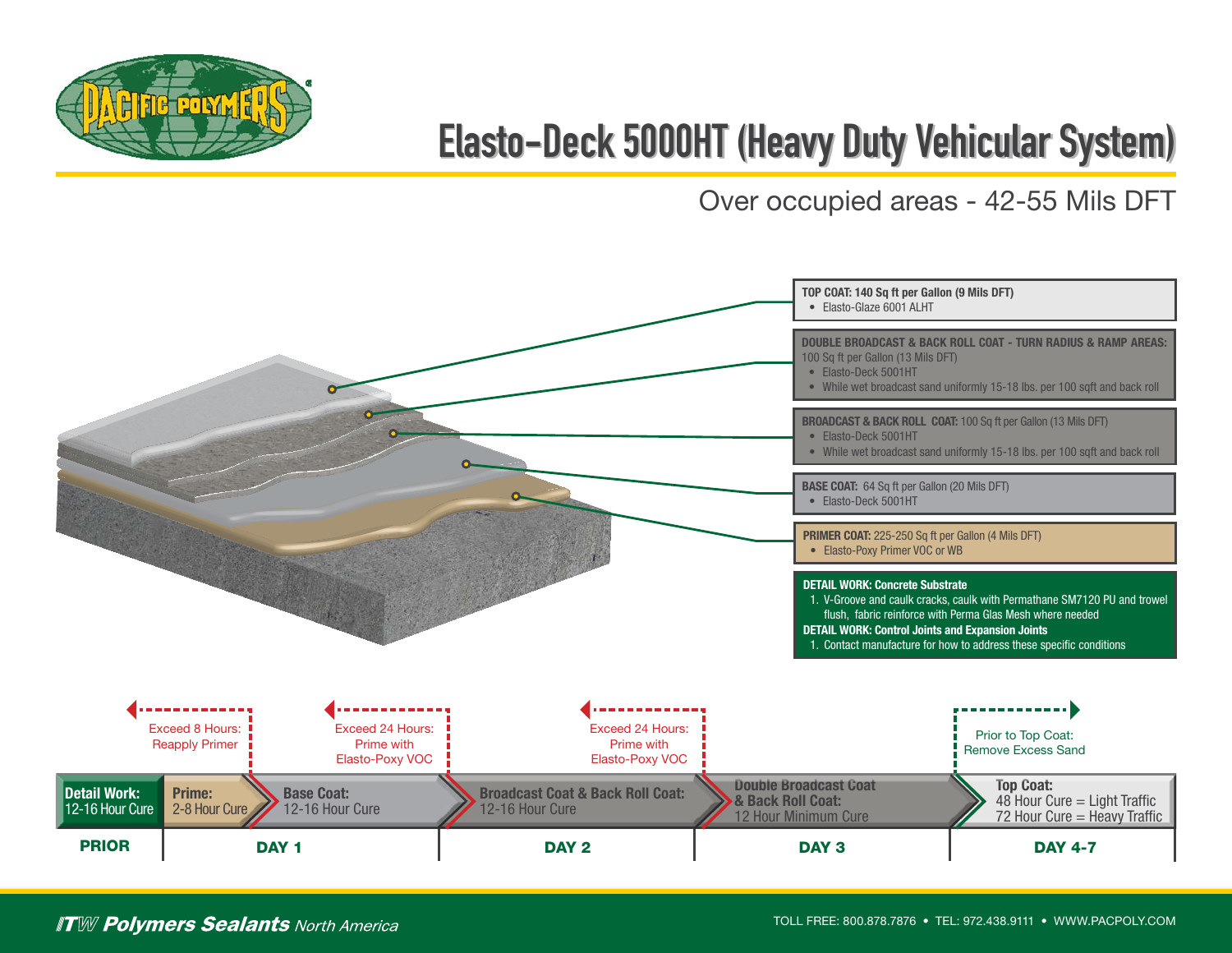# Elasto-Deck 5000HT (Heavy Duty Vehicular System)

## Over occupied areas - 42-55 Mils DFT

**TOP COAT: 140 Sq ft per Gallon (9 Mils DFT)**
- Elasto-Glaze 6001 ALHT

**DOUBLE BROADCAST & BACK ROLL COAT - TURN RADIUS & RAMP AREAS:** 100 Sq ft per Gallon (13 Mils DFT)
- Elasto-Deck 5001HT
- While wet broadcast sand uniformly 15-18 lbs. per 100 sqft and back roll

**BROADCAST & BACK ROLL COAT:** 100 Sq ft per Gallon (13 Mils DFT)
- Elasto-Deck 5001HT
- While wet broadcast sand uniformly 15-18 lbs. per 100 sqft and back roll

**BASE COAT:** 64 Sq ft per Gallon (20 Mils DFT)
- Elasto-Deck 5001HT

**PRIMER COAT:** 225-250 Sq ft per Gallon (4 Mils DFT)
- Elasto-Poxy Primer VOC or WB

**DETAIL WORK: Concrete Substrate**
1. V-Groove and caulk cracks, caulk with Permathane SM7120 PU and trowel flush, fabric reinforce with Perma Glas Mesh where needed

**DETAIL WORK: Control Joints and Expansion Joints**
1. Contact manufacture for how to address these specific conditions

| PRIOR | DAY 1 | | DAY 2 | DAY 3 | DAY 4-7 |
|---|---|---|---|---|---|
| | Exceed 8 Hours: Reapply Primer | Exceed 24 Hours: Prime with Elasto-Poxy VOC | Exceed 24 Hours: Prime with Elasto-Poxy VOC | | Prior to Top Coat: Remove Excess Sand |
| **Detail Work:** 12-16 Hour Cure | **Prime:** 2-8 Hour Cure | **Base Coat:** 12-16 Hour Cure | **Broadcast Coat & Back Roll Coat:** 12-16 Hour Cure | **Double Broadcast Coat & Back Roll Coat:** 12 Hour Minimum Cure | **Top Coat:** 48 Hour Cure = Light Traffic; 72 Hour Cure = Heavy Traffic |

*ITW Polymers Sealants North America*

TOLL FREE: 800.878.7876 • TEL: 972.438.9111 • WWW.PACPOLY.COM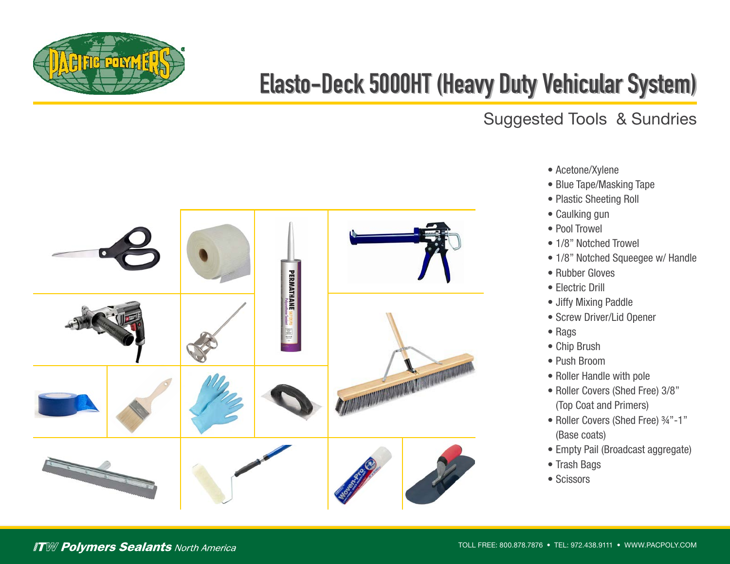# Elasto-Deck 5000HT (Heavy Duty Vehicular System)

## Suggested Tools & Sundries

- Acetone/Xylene
- Blue Tape/Masking Tape
- Plastic Sheeting Roll
- Caulking gun
- Pool Trowel
- 1/8" Notched Trowel
- 1/8" Notched Squeegee w/ Handle
- Rubber Gloves
- Electric Drill
- Jiffy Mixing Paddle
- Screw Driver/Lid Opener
- Rags
- Chip Brush
- Push Broom
- Roller Handle with pole
- Roller Covers (Shed Free) 3/8" (Top Coat and Primers)
- Roller Covers (Shed Free) ¾"-1" (Base coats)
- Empty Pail (Broadcast aggregate)
- Trash Bags
- Scissors

*ITW Polymers Sealants North America*

TOLL FREE: 800.878.7876 • TEL: 972.438.9111 • WWW.PACPOLY.COM